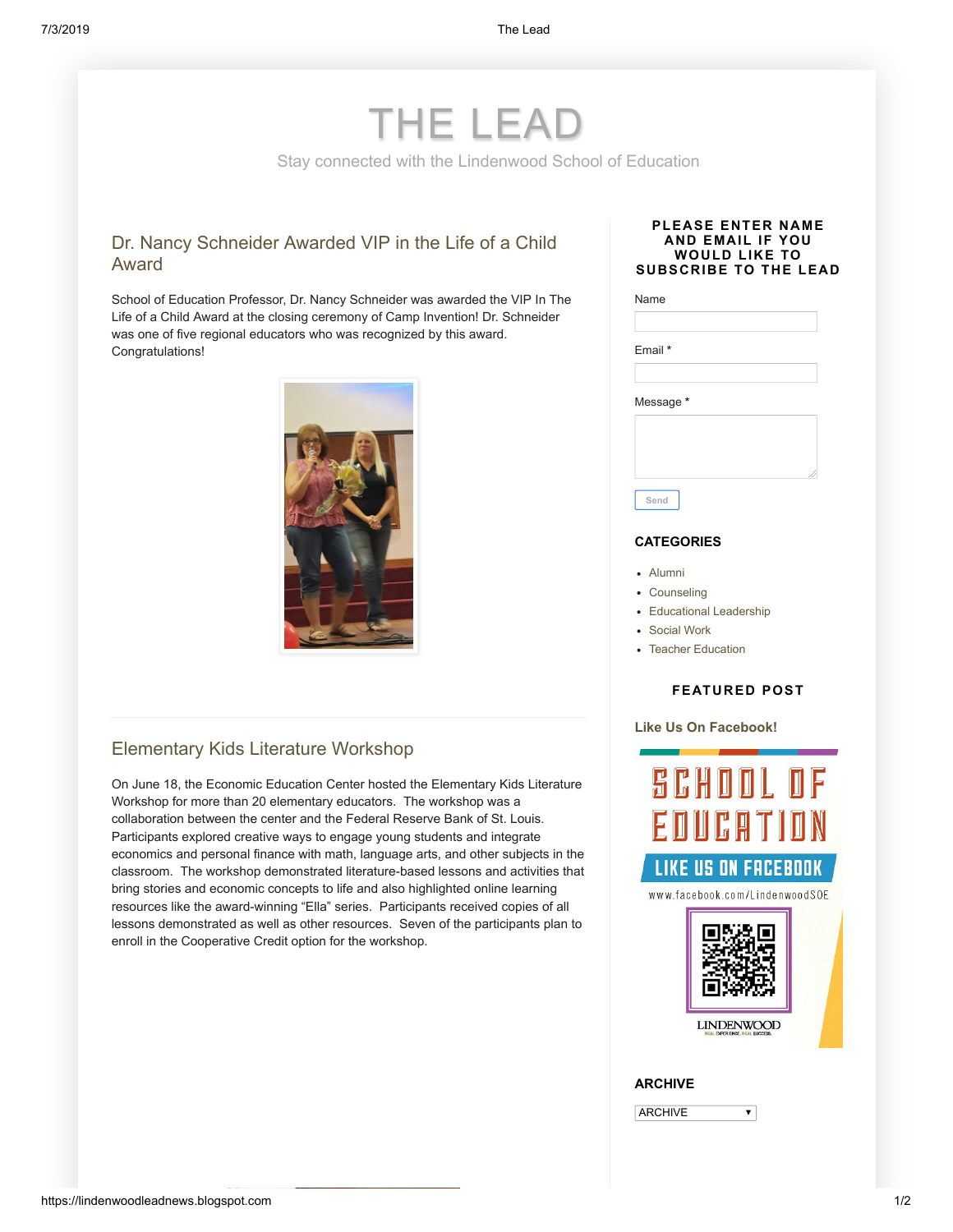# THE LEAD

Stay connected with the Lindenwood School of Education

## Dr. Nancy Schneider Awarded VIP in the Life of a Child Award

School of Education Professor, Dr. Nancy Schneider was awarded the VIP In The Life of a Child Award at the closing ceremony of Camp Invention! Dr. Schneider was one of five regional educators who was recognized by this award. Congratulations!

## Elementary Kids Literature Workshop

On June 18, the Economic Education Center hosted the Elementary Kids Literature Workshop for more than 20 elementary educators. The workshop was a collaboration between the center and the Federal Reserve Bank of St. Louis. Participants explored creative ways to engage young students and integrate economics and personal finance with math, language arts, and other subjects in the classroom. The workshop demonstrated literature-based lessons and activities that bring stories and economic concepts to life and also highlighted online learning resources like the award-winning "Ella" series. Participants received copies of all lessons demonstrated as well as other resources. Seven of the participants plan to enroll in the Cooperative Credit option for the workshop.

### PLEASE ENTER NAME AND EMAIL IF YOU WOULD LIKE TO SUBSCRIBE TO THE LEAD

Name

Email *

Message *

Send

### CATEGORIES

- Alumni
- Counseling
- Educational Leadership
- Social Work
- Teacher Education

### FEATURED POST

**Like Us On Facebook!**

SCHOOL OF EDUCATION

LIKE US ON FACEBOOK

www.facebook.com/LindenwoodSOE

LINDENWOOD

### ARCHIVE

ARCHIVE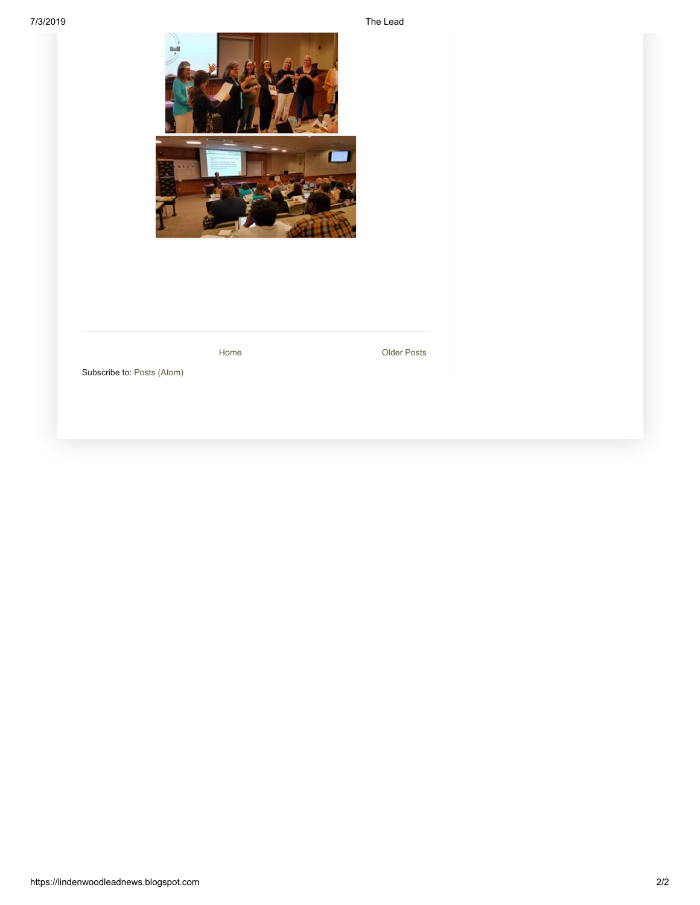Home

Older Posts

Subscribe to: Posts (Atom)